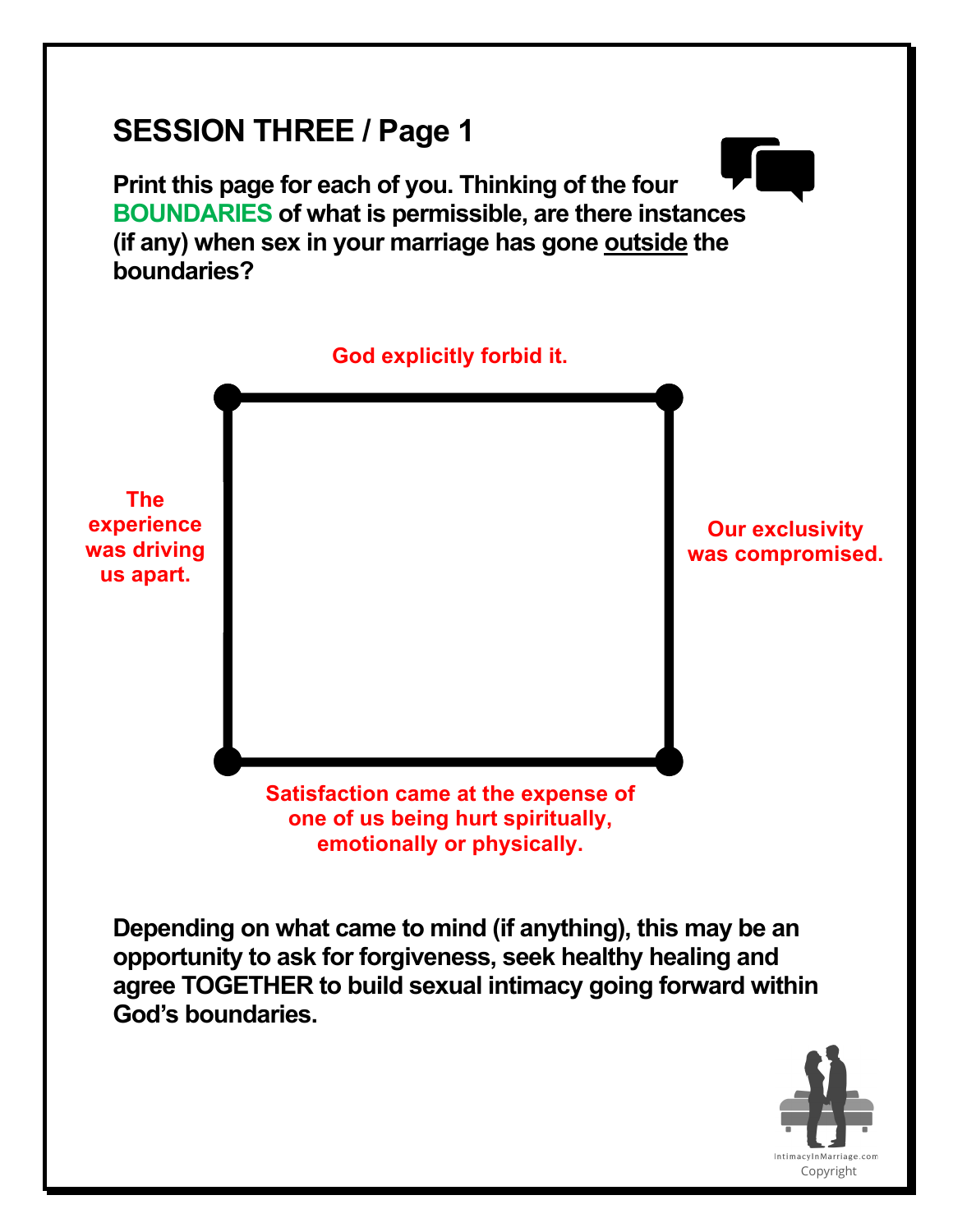## SESSION THREE / Page 1

**Print this page for each of you. Thinking of the four BOUNDARIES of what is permissible, are there instances (if any) when sex in your marriage has gone <u>outside</u> the boundaries?**

**God explicitly forbid it.**

**The experience was driving us apart.**

**Our exclusivity was compromised.**

**Satisfaction came at the expense of one of us being hurt spiritually, emotionally or physically.**

**Depending on what came to mind (if anything), this may be an opportunity to ask for forgiveness, seek healthy healing and agree TOGETHER to build sexual intimacy going forward within God's boundaries.**

IntimacyInMarriage.com
Copyright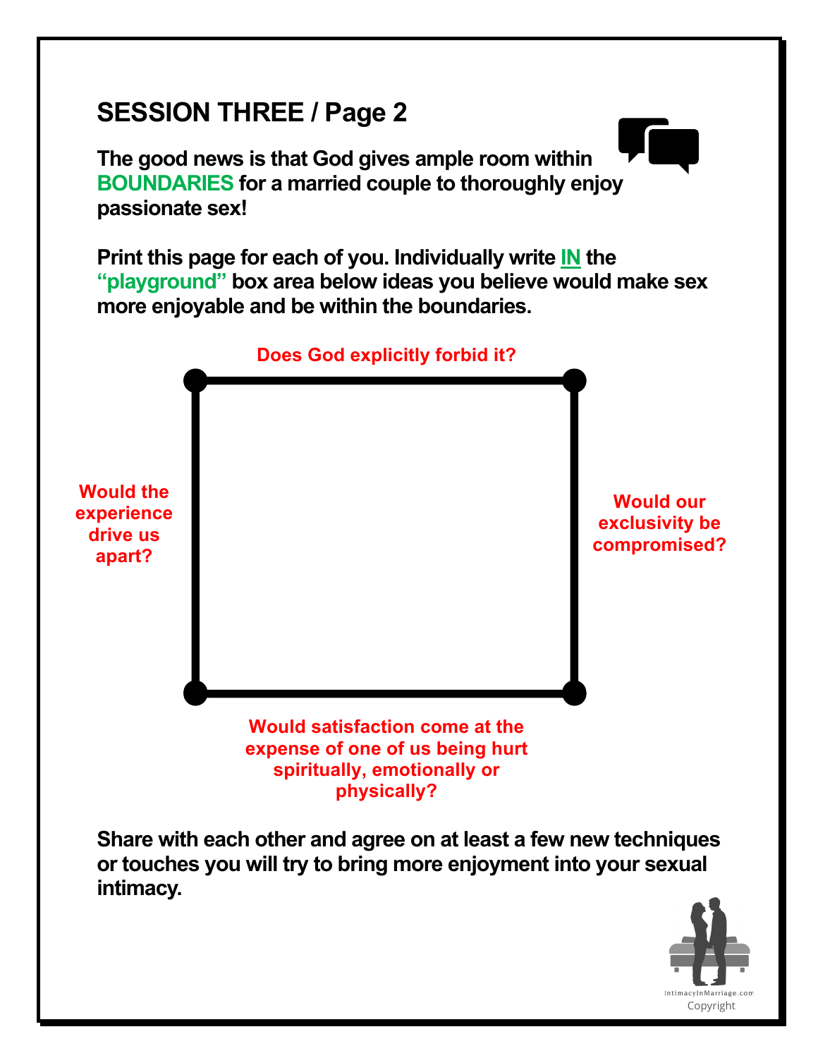## SESSION THREE / Page 2

**The good news is that God gives ample room within BOUNDARIES for a married couple to thoroughly enjoy passionate sex!**

**Print this page for each of you. Individually write IN the "playground" box area below ideas you believe would make sex more enjoyable and be within the boundaries.**

**Does God explicitly forbid it?**

**Would the experience drive us apart?**

**Would our exclusivity be compromised?**

**Would satisfaction come at the expense of one of us being hurt spiritually, emotionally or physically?**

**Share with each other and agree on at least a few new techniques or touches you will try to bring more enjoyment into your sexual intimacy.**

IntimacyInMarriage.com
Copyright